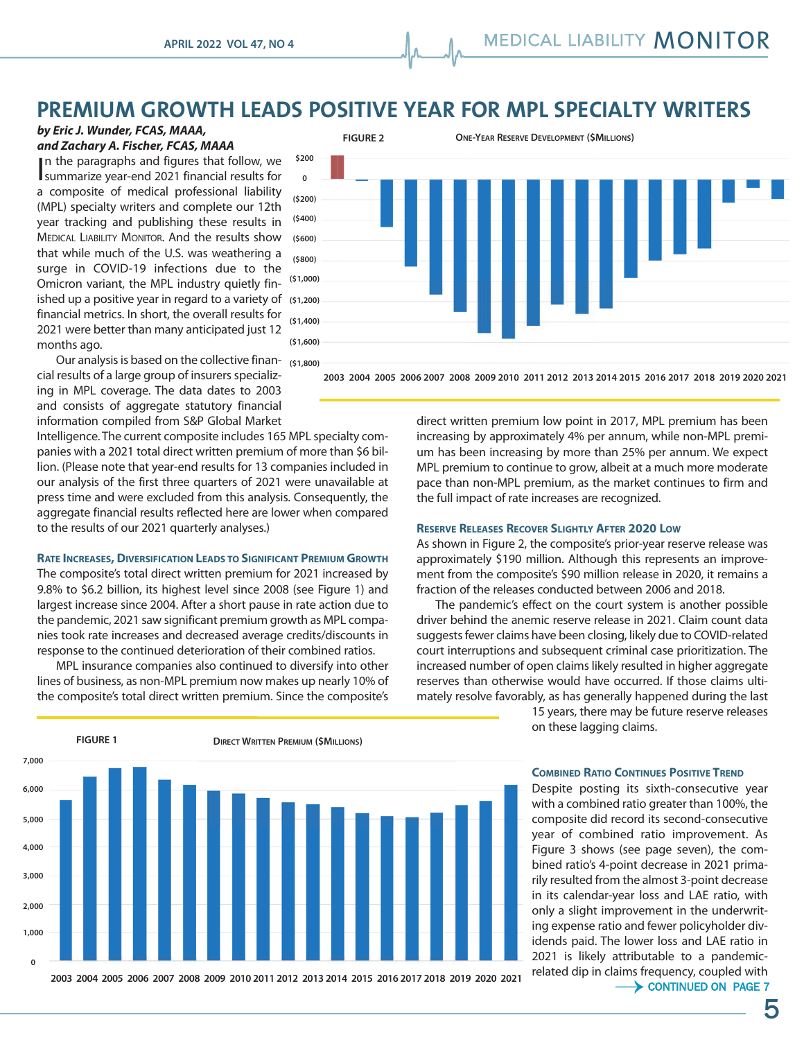# PREMIUM GROWTH LEADS POSITIVE YEAR FOR MPL SPECIALTY WRITERS

***by Eric J. Wunder, FCAS, MAAA, and Zachary A. Fischer, FCAS, MAAA***

In the paragraphs and figures that follow, we summarize year-end 2021 financial results for a composite of medical professional liability (MPL) specialty writers and complete our 12th year tracking and publishing these results in MEDICAL LIABILITY MONITOR. And the results show that while much of the U.S. was weathering a surge in COVID-19 infections due to the Omicron variant, the MPL industry quietly finished up a positive year in regard to a variety of financial metrics. In short, the overall results for 2021 were better than many anticipated just 12 months ago.

Our analysis is based on the collective financial results of a large group of insurers specializing in MPL coverage. The data dates to 2003 and consists of aggregate statutory financial information compiled from S&P Global Market Intelligence. The current composite includes 165 MPL specialty companies with a 2021 total direct written premium of more than $6 billion. (Please note that year-end results for 13 companies included in our analysis of the first three quarters of 2021 were unavailable at press time and were excluded from this analysis. Consequently, the aggregate financial results reflected here are lower when compared to the results of our 2021 quarterly analyses.)

**FIGURE 2** ONE-YEAR RESERVE DEVELOPMENT ($MILLIONS)

**FIGURE 1** DIRECT WRITTEN PREMIUM ($MILLIONS)

### RATE INCREASES, DIVERSIFICATION LEADS TO SIGNIFICANT PREMIUM GROWTH

The composite's total direct written premium for 2021 increased by 9.8% to $6.2 billion, its highest level since 2008 (see Figure 1) and largest increase since 2004. After a short pause in rate action due to the pandemic, 2021 saw significant premium growth as MPL companies took rate increases and decreased average credits/discounts in response to the continued deterioration of their combined ratios.

MPL insurance companies also continued to diversify into other lines of business, as non-MPL premium now makes up nearly 10% of the composite's total direct written premium. Since the composite's direct written premium low point in 2017, MPL premium has been increasing by approximately 4% per annum, while non-MPL premium has been increasing by more than 25% per annum. We expect MPL premium to continue to grow, albeit at a much more moderate pace than non-MPL premium, as the market continues to firm and the full impact of rate increases are recognized.

### RESERVE RELEASES RECOVER SLIGHTLY AFTER 2020 LOW

As shown in Figure 2, the composite's prior-year reserve release was approximately $190 million. Although this represents an improvement from the composite's $90 million release in 2020, it remains a fraction of the releases conducted between 2006 and 2018.

The pandemic's effect on the court system is another possible driver behind the anemic reserve release in 2021. Claim count data suggests fewer claims have been closing, likely due to COVID-related court interruptions and subsequent criminal case prioritization. The increased number of open claims likely resulted in higher aggregate reserves than otherwise would have occurred. If those claims ultimately resolve favorably, as has generally happened during the last 15 years, there may be future reserve releases on these lagging claims.

### COMBINED RATIO CONTINUES POSITIVE TREND

Despite posting its sixth-consecutive year with a combined ratio greater than 100%, the composite did record its second-consecutive year of combined ratio improvement. As Figure 3 shows (see page seven), the combined ratio's 4-point decrease in 2021 primarily resulted from the almost 3-point decrease in its calendar-year loss and LAE ratio, with only a slight improvement in the underwriting expense ratio and fewer policyholder dividends paid. The lower loss and LAE ratio in 2021 is likely attributable to a pandemic-related dip in claims frequency, coupled with

CONTINUED ON PAGE 7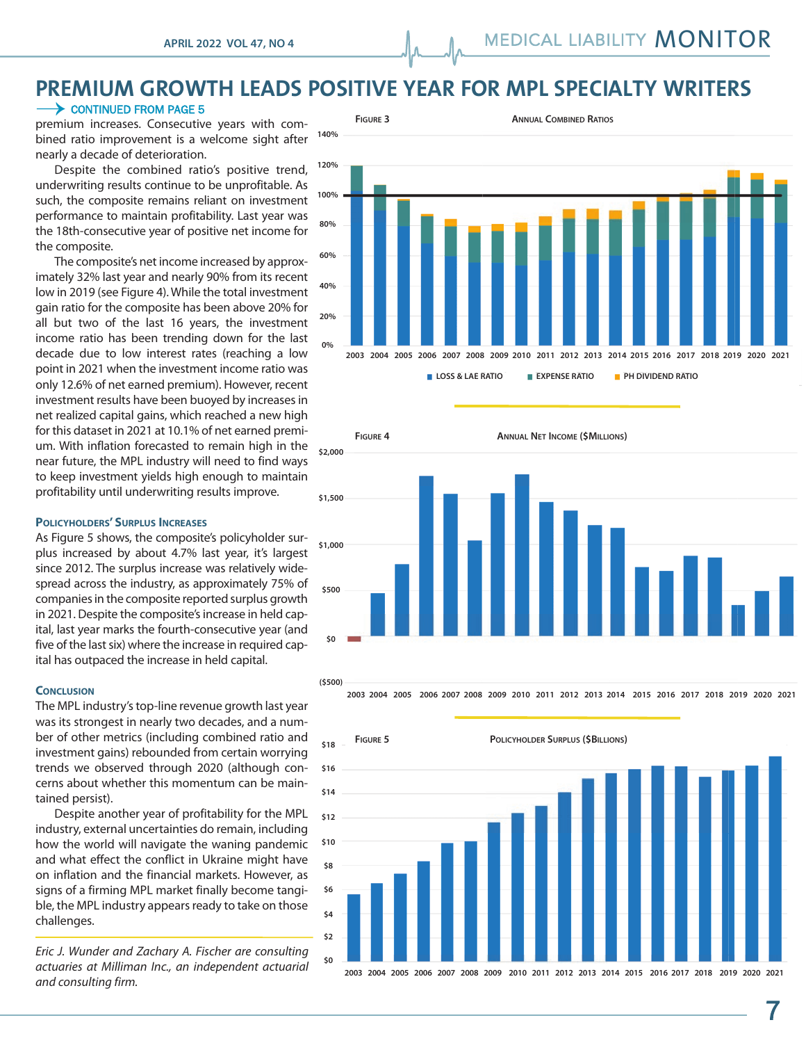# PREMIUM GROWTH LEADS POSITIVE YEAR FOR MPL SPECIALTY WRITERS

→ CONTINUED FROM PAGE 5

premium increases. Consecutive years with combined ratio improvement is a welcome sight after nearly a decade of deterioration.

Despite the combined ratio's positive trend, underwriting results continue to be unprofitable. As such, the composite remains reliant on investment performance to maintain profitability. Last year was the 18th-consecutive year of positive net income for the composite.

The composite's net income increased by approximately 32% last year and nearly 90% from its recent low in 2019 (see Figure 4). While the total investment gain ratio for the composite has been above 20% for all but two of the last 16 years, the investment income ratio has been trending down for the last decade due to low interest rates (reaching a low point in 2021 when the investment income ratio was only 12.6% of net earned premium). However, recent investment results have been buoyed by increases in net realized capital gains, which reached a new high for this dataset in 2021 at 10.1% of net earned premium. With inflation forecasted to remain high in the near future, the MPL industry will need to find ways to keep investment yields high enough to maintain profitability until underwriting results improve.

### Policyholders' Surplus Increases

As Figure 5 shows, the composite's policyholder surplus increased by about 4.7% last year, it's largest since 2012. The surplus increase was relatively widespread across the industry, as approximately 75% of companies in the composite reported surplus growth in 2021. Despite the composite's increase in held capital, last year marks the fourth-consecutive year (and five of the last six) where the increase in required capital has outpaced the increase in held capital.

### Conclusion

The MPL industry's top-line revenue growth last year was its strongest in nearly two decades, and a number of other metrics (including combined ratio and investment gains) rebounded from certain worrying trends we observed through 2020 (although concerns about whether this momentum can be maintained persist).

Despite another year of profitability for the MPL industry, external uncertainties do remain, including how the world will navigate the waning pandemic and what effect the conflict in Ukraine might have on inflation and the financial markets. However, as signs of a firming MPL market finally become tangible, the MPL industry appears ready to take on those challenges.

*Eric J. Wunder and Zachary A. Fischer are consulting actuaries at Milliman Inc., an independent actuarial and consulting firm.*

Figure 3 Annual Combined Ratios

140%
120%
100%
80%
60%
40%
20%
0%

2003 2004 2005 2006 2007 2008 2009 2010 2011 2012 2013 2014 2015 2016 2017 2018 2019 2020 2021

LOSS & LAE RATIO EXPENSE RATIO PH DIVIDEND RATIO

Figure 4 Annual Net Income ($Millions)

$2,000
$1,500
$1,000
$500
$0
($500)

2003 2004 2005 2006 2007 2008 2009 2010 2011 2012 2013 2014 2015 2016 2017 2018 2019 2020 2021

Figure 5 Policyholder Surplus ($Billions)

$18
$16
$14
$12
$10
$8
$6
$4
$2
$0

2003 2004 2005 2006 2007 2008 2009 2010 2011 2012 2013 2014 2015 2016 2017 2018 2019 2020 2021